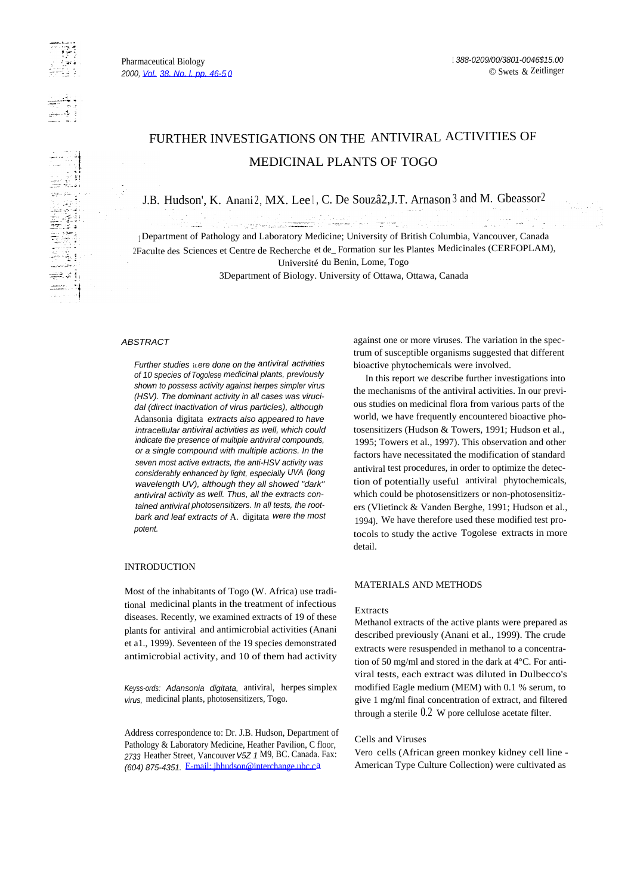# FURTHER INVESTIGATIONS ON THE ANTIVIRAL ACTIVITIES OF MEDICINAL PLANTS OF TOGO

J.B. Hudson[1], K. Anani[2], M.X. Lee[1], C. De Souzâ[2], J.T. Arnason[3] and M. Gbeassor[2]

[1]Department of Pathology and Laboratory Medicine; University of British Columbia, Vancouver, Canada
[2]Faculte des Sciences et Centre de Recherche et de Formation sur les Plantes Medicinales (CERFOPLAM), Université du Benin, Lome, Togo
[3]Department of Biology. University of Ottawa, Ottawa, Canada

## ABSTRACT

*Further studies were done on the antiviral activities of 10 species of Togolese medicinal plants, previously shown to possess activity against herpes simpler virus (HSV). The dominant activity in all cases was virucidal (direct inactivation of virus particles), although* Adansonia digitata *extracts also appeared to have intracellular antiviral activities as well, which could indicate the presence of multiple antiviral compounds, or a single compound with multiple actions. In the seven most active extracts, the anti-HSV activity was considerably enhanced by light, especially UVA (long wavelength UV), although they all showed "dark" antiviral activity as well. Thus, all the extracts contained antiviral photosensitizers. In all tests, the root-bark and leaf extracts of* A. digitata *were the most potent.*

*Keywords: Adansonia digitata,* antiviral, herpes simplex *virus,* medicinal plants, photosensitizers, Togo.

Address correspondence to: Dr. J.B. Hudson, Department of Pathology & Laboratory Medicine, Heather Pavilion, C floor, 2733 Heather Street, Vancouver V5Z 1M9, BC. Canada. Fax: (604) 875-4351. E-mail: jbhudson@interchange.ubc.ca

## INTRODUCTION

Most of the inhabitants of Togo (W. Africa) use traditional medicinal plants in the treatment of infectious diseases. Recently, we examined extracts of 19 of these plants for antiviral and antimicrobial activities (Anani et al., 1999). Seventeen of the 19 species demonstrated antimicrobial activity, and 10 of them had activity against one or more viruses. The variation in the spectrum of susceptible organisms suggested that different bioactive phytochemicals were involved.

In this report we describe further investigations into the mechanisms of the antiviral activities. In our previous studies on medicinal flora from various parts of the world, we have frequently encountered bioactive photosensitizers (Hudson & Towers, 1991; Hudson et al., 1995; Towers et al., 1997). This observation and other factors have necessitated the modification of standard antiviral test procedures, in order to optimize the detection of potentially useful antiviral phytochemicals, which could be photosensitizers or non-photosensitizers (Vlietinck & Vanden Berghe, 1991; Hudson et al., 1994). We have therefore used these modified test protocols to study the active Togolese extracts in more detail.

## MATERIALS AND METHODS

### Extracts

Methanol extracts of the active plants were prepared as described previously (Anani et al., 1999). The crude extracts were resuspended in methanol to a concentration of 50 mg/ml and stored in the dark at 4°C. For antiviral tests, each extract was diluted in Dulbecco's modified Eagle medium (MEM) with 0.1 % serum, to give 1 mg/ml final concentration of extract, and filtered through a sterile 0.2 W pore cellulose acetate filter.

### Cells and Viruses

Vero cells (African green monkey kidney cell line - American Type Culture Collection) were cultivated as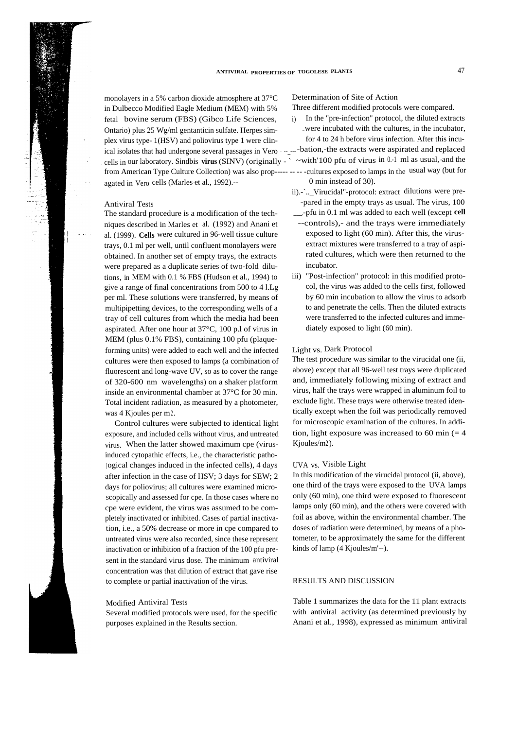monolayers in a 5% carbon dioxide atmosphere at 37°C in Dulbecco Modified Eagle Medium (MEM) with 5% fetal bovine serum (FBS) (Gibco Life Sciences, Ontario) plus 25 Wg/ml gentanticin sulfate. Herpes simplex virus type- 1(HSV) and poliovirus type 1 were clinical isolates that had undergone several passages in Vero cells in our laboratory. Sindbis **virus** (SINV) (originally from American Type Culture Collection) was also propagated in Vero cells (Marles et al., 1992).

### Antiviral Tests

The standard procedure is a modification of the techniques described in Marles et al. (1992) and Anani et al. (1999). **Cells** were cultured in 96-well tissue culture trays, 0.1 ml per well, until confluent monolayers were obtained. In another set of empty trays, the extracts were prepared as a duplicate series of two-fold dilutions, in MEM with 0.1 % FBS (Hudson et al., 1994) to give a range of final concentrations from 500 to 4 l.Lg per ml. These solutions were transferred, by means of multipipetting devices, to the corresponding wells of a tray of cell cultures from which the media had been aspirated. After one hour at 37°C, 100 p.l of virus in MEM (plus 0.1% FBS), containing 100 pfu (plaque-forming units) were added to each well and the infected cultures were then exposed to lamps (a combination of fluorescent and long-wave UV, so as to cover the range of 320-600 nm wavelengths) on a shaker platform inside an environmental chamber at 37°C for 30 min. Total incident radiation, as measured by a photometer, was 4 Kjoules per $m^2$.

Control cultures were subjected to identical light exposure, and included cells without virus, and untreated virus. When the latter showed maximum cpe (virus-induced cytopathic effects, i.e., the characteristic pathological changes induced in the infected cells), 4 days after infection in the case of HSV; 3 days for SEW; 2 days for poliovirus; all cultures were examined microscopically and assessed for cpe. In those cases where no cpe were evident, the virus was assumed to be completely inactivated or inhibited. Cases of partial inactivation, i.e., a 50% decrease or more in cpe compared to untreated virus were also recorded, since these represent inactivation or inhibition of a fraction of the 100 pfu present in the standard virus dose. The minimum antiviral concentration was that dilution of extract that gave rise to complete or partial inactivation of the virus.

### Modified Antiviral Tests

Several modified protocols were used, for the specific purposes explained in the Results section.

### Determination of Site of Action

Three different modified protocols were compared.

i) In the "pre-infection" protocol, the diluted extracts were incubated with the cultures, in the incubator, for 4 to 24 h before virus infection. After this incubation, the extracts were aspirated and replaced with 100 pfu of virus in 0.1 ml as usual, and the cultures exposed to lamps in the usual way (but for 60 min instead of 30).

ii) "Virucidal" protocol: extract dilutions were prepared in the empty trays as usual. The virus, 100 pfu in 0.1 ml was added to each well (except **cell** controls), and the trays were immediately exposed to light (60 min). After this, the virus-extract mixtures were transferred to a tray of aspirated cultures, which were then returned to the incubator.

iii) "Post-infection" protocol: in this modified protocol, the virus was added to the cells first, followed by 60 min incubation to allow the virus to adsorb to and penetrate the cells. Then the diluted extracts were transferred to the infected cultures and immediately exposed to light (60 min).

### Light vs. Dark Protocol

The test procedure was similar to the virucidal one (ii, above) except that all 96-well test trays were duplicated and, immediately following mixing of extract and virus, half the trays were wrapped in aluminum foil to exclude light. These trays were otherwise treated identically except when the foil was periodically removed for microscopic examination of the cultures. In addition, light exposure was increased to 60 min (= 4 Kjoules/$m^2$).

### UVA vs. Visible Light

In this modification of the virucidal protocol (ii, above), one third of the trays were exposed to the UVA lamps only (60 min), one third were exposed to fluorescent lamps only (60 min), and the others were covered with foil as above, within the environmental chamber. The doses of radiation were determined, by means of a photometer, to be approximately the same for the different kinds of lamp (4 Kjoules/$m^2$).

## RESULTS AND DISCUSSION

Table 1 summarizes the data for the 11 plant extracts with antiviral activity (as determined previously by Anani et al., 1998), expressed as minimum antiviral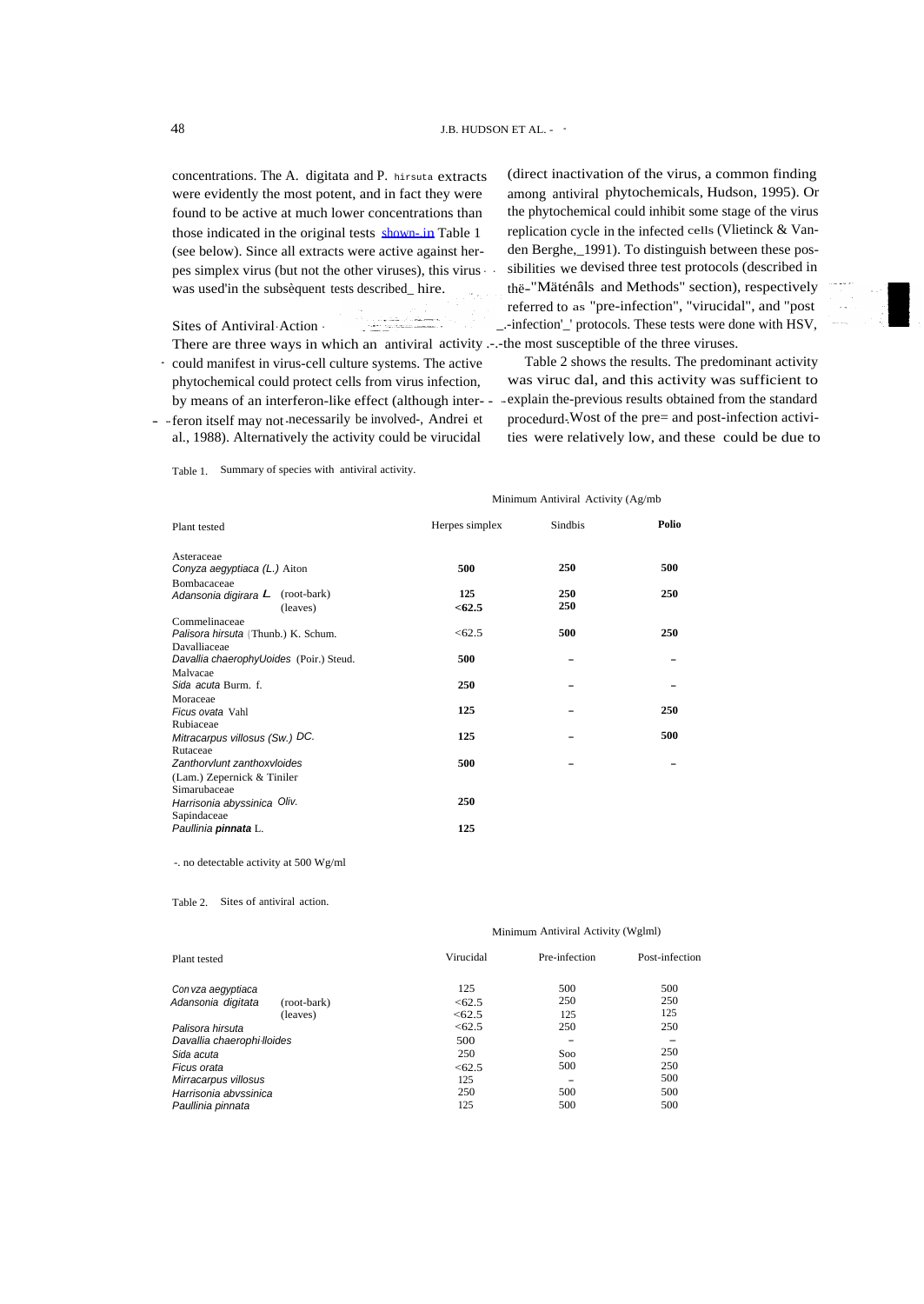concentrations. The A. digitata and P. hirsuta extracts were evidently the most potent, and in fact they were found to be active at much lower concentrations than those indicated in the original tests shown in Table 1 (see below). Since all extracts were active against herpes simplex virus (but not the other viruses), this virus was used in the subsequent tests described here.

## Sites of Antiviral Action

There are three ways in which an antiviral activity could manifest in virus-cell culture systems. The active phytochemical could protect cells from virus infection, by means of an interferon-like effect (although interferon itself may not necessarily be involved, Andrei et al., 1988). Alternatively the activity could be virucidal (direct inactivation of the virus, a common finding among antiviral phytochemicals, Hudson, 1995). Or the phytochemical could inhibit some stage of the virus replication cycle in the infected cells (Vlietinck & Vanden Berghe, 1991). To distinguish between these possibilities we devised three test protocols (described in the "Materials and Methods" section), respectively referred to as "pre-infection", "virucidal", and "post-infection" protocols. These tests were done with HSV, the most susceptible of the three viruses.

Table 2 shows the results. The predominant activity was virucidal, and this activity was sufficient to explain the previous results obtained from the standard procedure. Most of the pre- and post-infection activities were relatively low, and these could be due to

Table 1. Summary of species with antiviral activity.

| Plant tested | | Minimum Antiviral Activity (μg/ml) | | |
|---|---|---|---|---|
| | | Herpes simplex | Sindbis | Polio |
| Asteraceae | | | | |
| *Conyza aegyptiaca (L.)* Aiton | | **500** | **250** | **500** |
| Bombacaceae | | | | |
| *Adansonia digitata L.* | (root-bark) | **125** | **250** | **250** |
| | (leaves) | **<62.5** | **250** | |
| Commelinaceae | | | | |
| *Palisota hirsuta* (Thunb.) K. Schum. | | <62.5 | **500** | **250** |
| Davalliaceae | | | | |
| *Davallia chaerophylloides* (Poir.) Steud. | | **500** | – | – |
| Malvacae | | | | |
| *Sida acuta* Burm. f. | | **250** | – | – |
| Moraceae | | | | |
| *Ficus ovata* Vahl | | **125** | – | **250** |
| Rubiaceae | | | | |
| *Mitracarpus villosus (Sw.) DC.* | | **125** | – | **500** |
| Rutaceae | | | | |
| *Zanthoxylum zanthoxyloides* (Lam.) Zepernick & Timler | | **500** | – | – |
| Simarubaceae | | | | |
| *Harrisonia abyssinica Oliv.* | | **250** | | |
| Sapindaceae | | | | |
| *Paullinia* ***pinnata*** L. | | **125** | | |

–. no detectable activity at 500 μg/ml

Table 2. Sites of antiviral action.

| Plant tested | | Minimum Antiviral Activity (μg/ml) | | |
|---|---|---|---|---|
| | | Virucidal | Pre-infection | Post-infection |
| *Conyza aegyptiaca* | | 125 | 500 | 500 |
| *Adansonia digitata* | (root-bark) | <62.5 | 250 | 250 |
| | (leaves) | <62.5 | 125 | 125 |
| *Palisota hirsuta* | | <62.5 | 250 | 250 |
| *Davallia chaerophylloides* | | 500 | – | – |
| *Sida acuta* | | 250 | 500 | 250 |
| *Ficus ovata* | | <62.5 | 500 | 250 |
| *Mitracarpus villosus* | | 125 | – | 500 |
| *Harrisonia abyssinica* | | 250 | 500 | 500 |
| *Paullinia pinnata* | | 125 | 500 | 500 |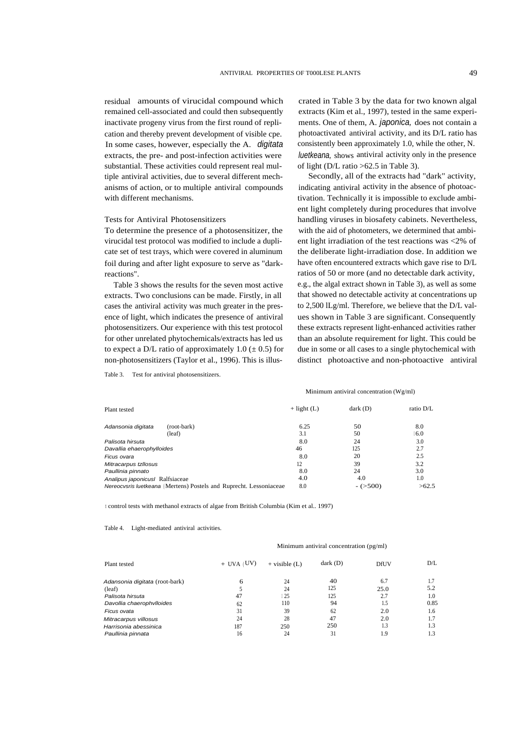residual amounts of virucidal compound which remained cell-associated and could then subsequently inactivate progeny virus from the first round of replication and thereby prevent development of visible cpe. In some cases, however, especially the A. *digitata* extracts, the pre- and post-infection activities were substantial. These activities could represent real multiple antiviral activities, due to several different mechanisms of action, or to multiple antiviral compounds with different mechanisms.

### Tests for Antiviral Photosensitizers

To determine the presence of a photosensitizer, the virucidal test protocol was modified to include a duplicate set of test trays, which were covered in aluminum foil during and after light exposure to serve as "dark-reactions".

Table 3 shows the results for the seven most active extracts. Two conclusions can be made. Firstly, in all cases the antiviral activity was much greater in the presence of light, which indicates the presence of antiviral photosensitizers. Our experience with this test protocol for other unrelated phytochemicals/extracts has led us to expect a D/L ratio of approximately 1.0 (± 0.5) for non-photosensitizers (Taylor et al., 1996). This is illustrated in Table 3 by the data for two known algal extracts (Kim et al., 1997), tested in the same experiments. One of them, A. *japonica,* does not contain a photoactivated antiviral activity, and its D/L ratio has consistently been approximately 1.0, while the other, N. *luetkeana,* shows antiviral activity only in the presence of light (D/L ratio >62.5 in Table 3).

Secondly, all of the extracts had "dark" activity, indicating antiviral activity in the absence of photoactivation. Technically it is impossible to exclude ambient light completely during procedures that involve handling viruses in biosafety cabinets. Nevertheless, with the aid of photometers, we determined that ambient light irradiation of the test reactions was <2% of the deliberate light-irradiation dose. In addition we have often encountered extracts which gave rise to D/L ratios of 50 or more (and no detectable dark activity, e.g., the algal extract shown in Table 3), as well as some that showed no detectable activity at concentrations up to 2,500 lLg/ml. Therefore, we believe that the D/L values shown in Table 3 are significant. Consequently these extracts represent light-enhanced activities rather than an absolute requirement for light. This could be due in some or all cases to a single phytochemical with distinct photoactive and non-photoactive antiviral

Table 3. Test for antiviral photosensitizers.

| Plant tested | | Minimum antiviral concentration (Wg/ml) + light (L) | dark (D) | ratio D/L |
|---|---|---|---|---|
| *Adansonia digitata* | (root-bark) | 6.25 | 50 | 8.0 |
| | (leaf) | 3.1 | 50 | 16.0 |
| *Palisota hirsuta* | | 8.0 | 24 | 3.0 |
| *Davallia ehaerophylloides* | | 46 | 125 | 2.7 |
| *Ficus ovara* | | 8.0 | 20 | 2.5 |
| *Mitracarpus tzllosus* | | 12 | 39 | 3.2 |
| *Paullinia pinnato* | | 8.0 | 24 | 3.0 |
| *Analipus japonicus*l Ralfsiaceae | | 4.0 | 4.0 | 1.0 |
| *Nereocvsris luetkeana* (Mertens) Postels and Ruprecht. Lessoniaceae | | 8.0 | - (>500) | >62.5 |

l control tests with methanol extracts of algae from British Columbia (Kim et al.. 1997)

Table 4. Light-mediated antiviral activities.

| Plant tested | Minimum antiviral concentration (pg/ml) + UVA (UV) | + visible (L) | dark (D) | DfUV | D/L |
|---|---|---|---|---|---|
| *Adansonia digitata* (root-bark) | 6 | 24 | 40 | 6.7 | 1.7 |
| (leaf) | 5 | 24 | 125 | 25.0 | 5.2 |
| *Palisota hirsuta* | 47 | 125 | 125 | 2.7 | 1.0 |
| *Davollia chaerophvlloides* | 62 | 110 | 94 | 1.5 | 0.85 |
| *Ficus ovata* | 31 | 39 | 62 | 2.0 | 1.6 |
| *Mitracarpus villosus* | 24 | 28 | 47 | 2.0 | 1.7 |
| *Harrisonia abessinica* | 187 | 250 | 250 | 1.3 | 1.3 |
| *Paullinia pinnata* | 16 | 24 | 31 | 1.9 | 1.3 |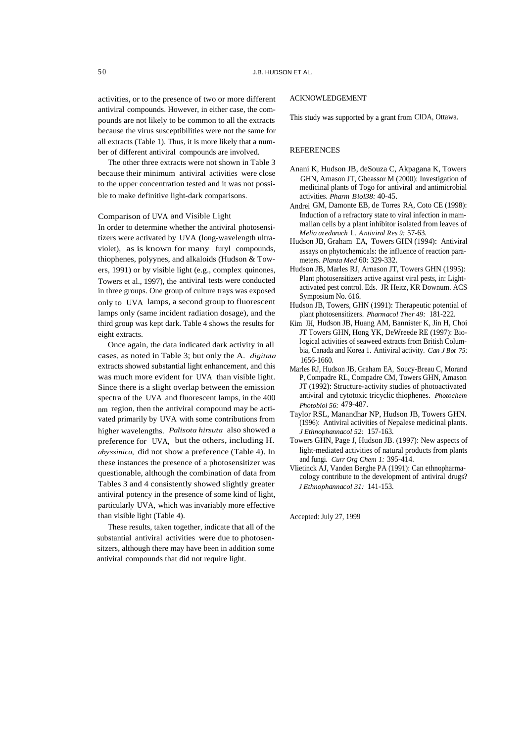activities, or to the presence of two or more different antiviral compounds. However, in either case, the compounds are not likely to be common to all the extracts because the virus susceptibilities were not the same for all extracts (Table 1). Thus, it is more likely that a number of different antiviral compounds are involved.

The other three extracts were not shown in Table 3 because their minimum antiviral activities were close to the upper concentration tested and it was not possible to make definitive light-dark comparisons.

### Comparison of UVA and Visible Light

In order to determine whether the antiviral photosensitizers were activated by UVA (long-wavelength ultraviolet), as is known for many furyl compounds, thiophenes, polyynes, and alkaloids (Hudson & Towers, 1991) or by visible light (e.g., complex quinones, Towers et al., 1997), the antiviral tests were conducted in three groups. One group of culture trays was exposed only to UVA lamps, a second group to fluorescent lamps only (same incident radiation dosage), and the third group was kept dark. Table 4 shows the results for eight extracts.

Once again, the data indicated dark activity in all cases, as noted in Table 3; but only the A. *digitata* extracts showed substantial light enhancement, and this was much more evident for UVA than visible light. Since there is a slight overlap between the emission spectra of the UVA and fluorescent lamps, in the 400 nm region, then the antiviral compound may be activated primarily by UVA with some contributions from higher wavelengths. *Palisota hirsuta* also showed a preference for UVA, but the others, including H. *abyssinica,* did not show a preference (Table 4). In these instances the presence of a photosensitizer was questionable, although the combination of data from Tables 3 and 4 consistently showed slightly greater antiviral potency in the presence of some kind of light, particularly UVA, which was invariably more effective than visible light (Table 4).

These results, taken together, indicate that all of the substantial antiviral activities were due to photosensitizers, although there may have been in addition some antiviral compounds that did not require light.

## ACKNOWLEDGEMENT

This study was supported by a grant from CIDA, Ottawa.

## REFERENCES

Anani K, Hudson JB, deSouza C, Akpagana K, Towers GHN, Arnason JT, Gbeassor M (2000): Investigation of medicinal plants of Togo for antiviral and antimicrobial activities. *Pharm Biol38:* 40-45.

Andrei GM, Damonte EB, de Torres RA, Coto CE (1998): Induction of a refractory state to viral infection in mammalian cells by a plant inhibitor isolated from leaves of *Melia azedarach* L. *Antiviral Res 9:* 57-63.

Hudson JB, Graham EA, Towers GHN (1994): Antiviral assays on phytochemicals: the influence of reaction parameters. *Planta Med* 60: 329-332.

Hudson JB, Marles RJ, Arnason JT, Towers GHN (1995): Plant photosensitizers active against viral pests, in: Light-activated pest control. Eds. JR Heitz, KR Downum. ACS Symposium No. 616.

Hudson JB, Towers, GHN (1991): Therapeutic potential of plant photosensitizers. *Pharmacol Ther 49:* 181-222.

Kim JH, Hudson JB, Huang AM, Bannister K, Jin H, Choi JT Towers GHN, Hong YK, DeWreede RE (1997): Biological activities of seaweed extracts from British Columbia, Canada and Korea 1. Antiviral activity. *Can J Bot 75:* 1656-1660.

Marles RJ, Hudson JB, Graham EA, Soucy-Breau C, Morand P, Compadre RL, Compadre CM, Towers GHN, Amason JT (1992): Structure-activity studies of photoactivated antiviral and cytotoxic tricyclic thiophenes. *Photochem Photobiol 56:* 479-487.

Taylor RSL, Manandhar NP, Hudson JB, Towers GHN. (1996): Antiviral activities of Nepalese medicinal plants. *J Ethnophannacol 52:* 157-163.

Towers GHN, Page J, Hudson JB. (1997): New aspects of light-mediated activities of natural products from plants and fungi. *Curr Org Chem 1:* 395-414.

Vlietinck AJ, Vanden Berghe PA (1991): Can ethnopharmacology contribute to the development of antiviral drugs? *J Ethnophannacol 31:* 141-153.

Accepted: July 27, 1999